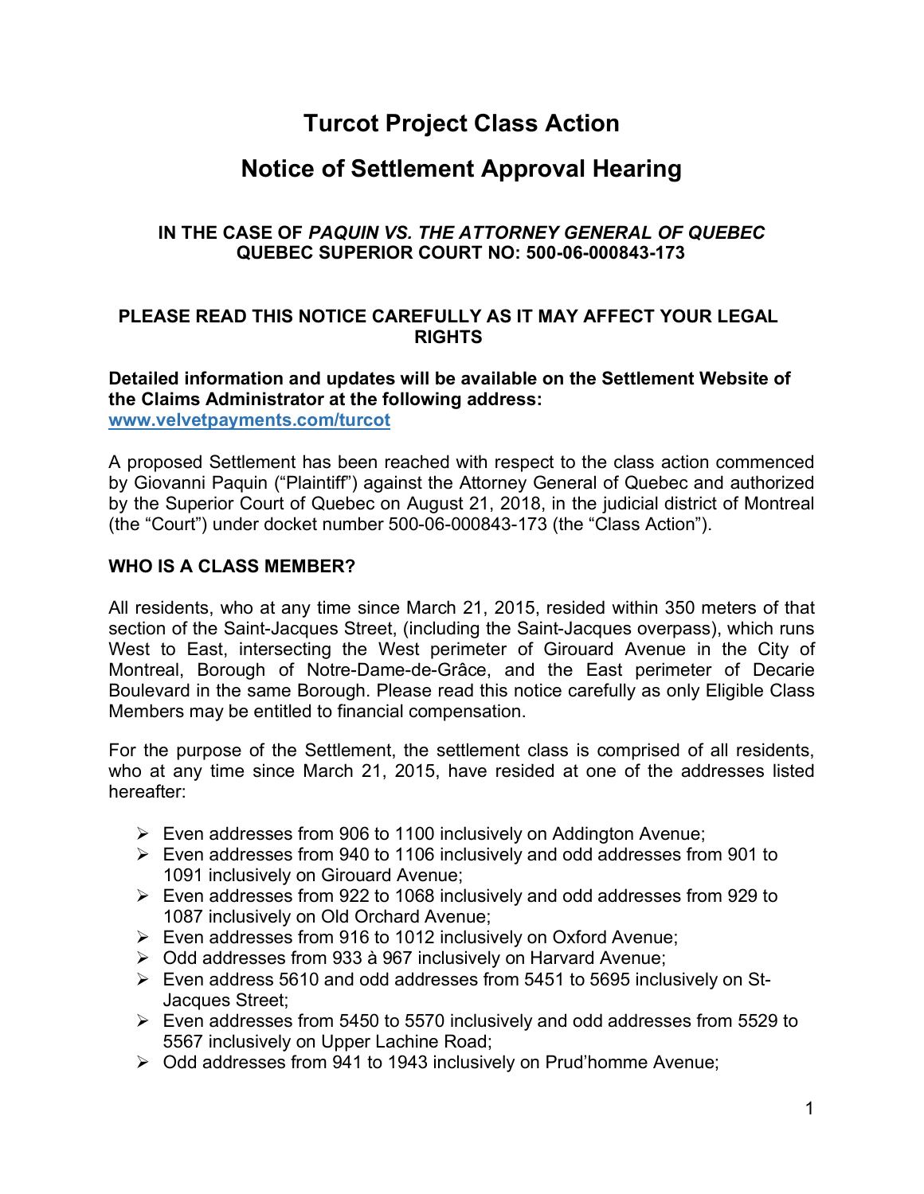# Turcot Project Class Action

## Notice of Settlement Approval Hearing

### IN THE CASE OF *PAQUIN VS. THE ATTORNEY GENERAL OF QUEBEC*
### QUEBEC SUPERIOR COURT NO: 500-06-000843-173

**PLEASE READ THIS NOTICE CAREFULLY AS IT MAY AFFECT YOUR LEGAL RIGHTS**

**Detailed information and updates will be available on the Settlement Website of the Claims Administrator at the following address:**
**[www.velvetpayments.com/turcot](http://www.velvetpayments.com/turcot)**

A proposed Settlement has been reached with respect to the class action commenced by Giovanni Paquin ("Plaintiff") against the Attorney General of Quebec and authorized by the Superior Court of Quebec on August 21, 2018, in the judicial district of Montreal (the "Court") under docket number 500-06-000843-173 (the "Class Action").

**WHO IS A CLASS MEMBER?**

All residents, who at any time since March 21, 2015, resided within 350 meters of that section of the Saint-Jacques Street, (including the Saint-Jacques overpass), which runs West to East, intersecting the West perimeter of Girouard Avenue in the City of Montreal, Borough of Notre-Dame-de-Grâce, and the East perimeter of Decarie Boulevard in the same Borough. Please read this notice carefully as only Eligible Class Members may be entitled to financial compensation.

For the purpose of the Settlement, the settlement class is comprised of all residents, who at any time since March 21, 2015, have resided at one of the addresses listed hereafter:

- Even addresses from 906 to 1100 inclusively on Addington Avenue;
- Even addresses from 940 to 1106 inclusively and odd addresses from 901 to 1091 inclusively on Girouard Avenue;
- Even addresses from 922 to 1068 inclusively and odd addresses from 929 to 1087 inclusively on Old Orchard Avenue;
- Even addresses from 916 to 1012 inclusively on Oxford Avenue;
- Odd addresses from 933 à 967 inclusively on Harvard Avenue;
- Even address 5610 and odd addresses from 5451 to 5695 inclusively on St-Jacques Street;
- Even addresses from 5450 to 5570 inclusively and odd addresses from 5529 to 5567 inclusively on Upper Lachine Road;
- Odd addresses from 941 to 1943 inclusively on Prud'homme Avenue;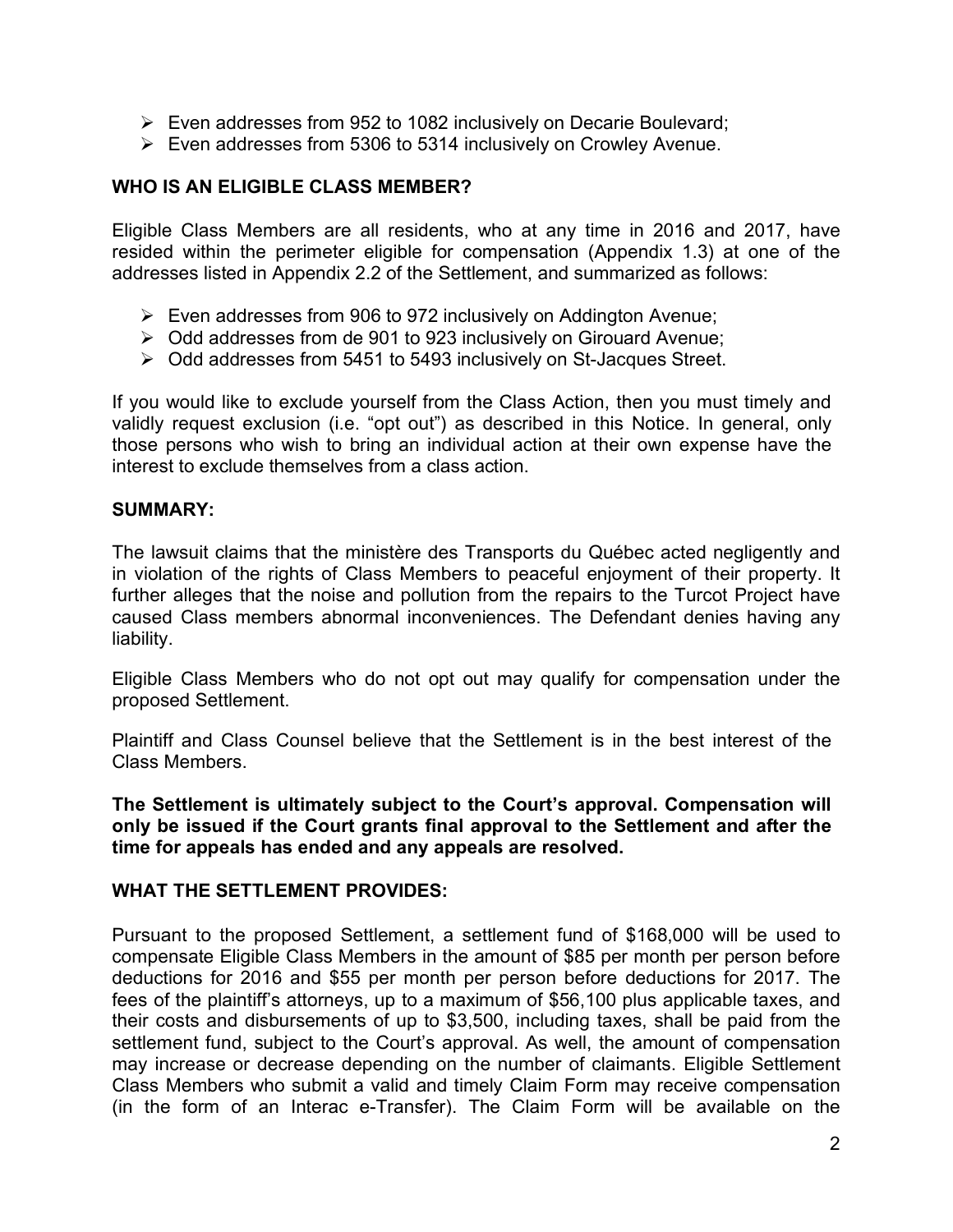- Even addresses from 952 to 1082 inclusively on Decarie Boulevard;
- Even addresses from 5306 to 5314 inclusively on Crowley Avenue.

## WHO IS AN ELIGIBLE CLASS MEMBER?

Eligible Class Members are all residents, who at any time in 2016 and 2017, have resided within the perimeter eligible for compensation (Appendix 1.3) at one of the addresses listed in Appendix 2.2 of the Settlement, and summarized as follows:

- Even addresses from 906 to 972 inclusively on Addington Avenue;
- Odd addresses from de 901 to 923 inclusively on Girouard Avenue;
- Odd addresses from 5451 to 5493 inclusively on St-Jacques Street.

If you would like to exclude yourself from the Class Action, then you must timely and validly request exclusion (i.e. "opt out") as described in this Notice. In general, only those persons who wish to bring an individual action at their own expense have the interest to exclude themselves from a class action.

## SUMMARY:

The lawsuit claims that the ministère des Transports du Québec acted negligently and in violation of the rights of Class Members to peaceful enjoyment of their property. It further alleges that the noise and pollution from the repairs to the Turcot Project have caused Class members abnormal inconveniences. The Defendant denies having any liability.

Eligible Class Members who do not opt out may qualify for compensation under the proposed Settlement.

Plaintiff and Class Counsel believe that the Settlement is in the best interest of the Class Members.

**The Settlement is ultimately subject to the Court's approval. Compensation will only be issued if the Court grants final approval to the Settlement and after the time for appeals has ended and any appeals are resolved.**

## WHAT THE SETTLEMENT PROVIDES:

Pursuant to the proposed Settlement, a settlement fund of $168,000 will be used to compensate Eligible Class Members in the amount of $85 per month per person before deductions for 2016 and $55 per month per person before deductions for 2017. The fees of the plaintiff's attorneys, up to a maximum of $56,100 plus applicable taxes, and their costs and disbursements of up to $3,500, including taxes, shall be paid from the settlement fund, subject to the Court's approval. As well, the amount of compensation may increase or decrease depending on the number of claimants. Eligible Settlement Class Members who submit a valid and timely Claim Form may receive compensation (in the form of an Interac e-Transfer). The Claim Form will be available on the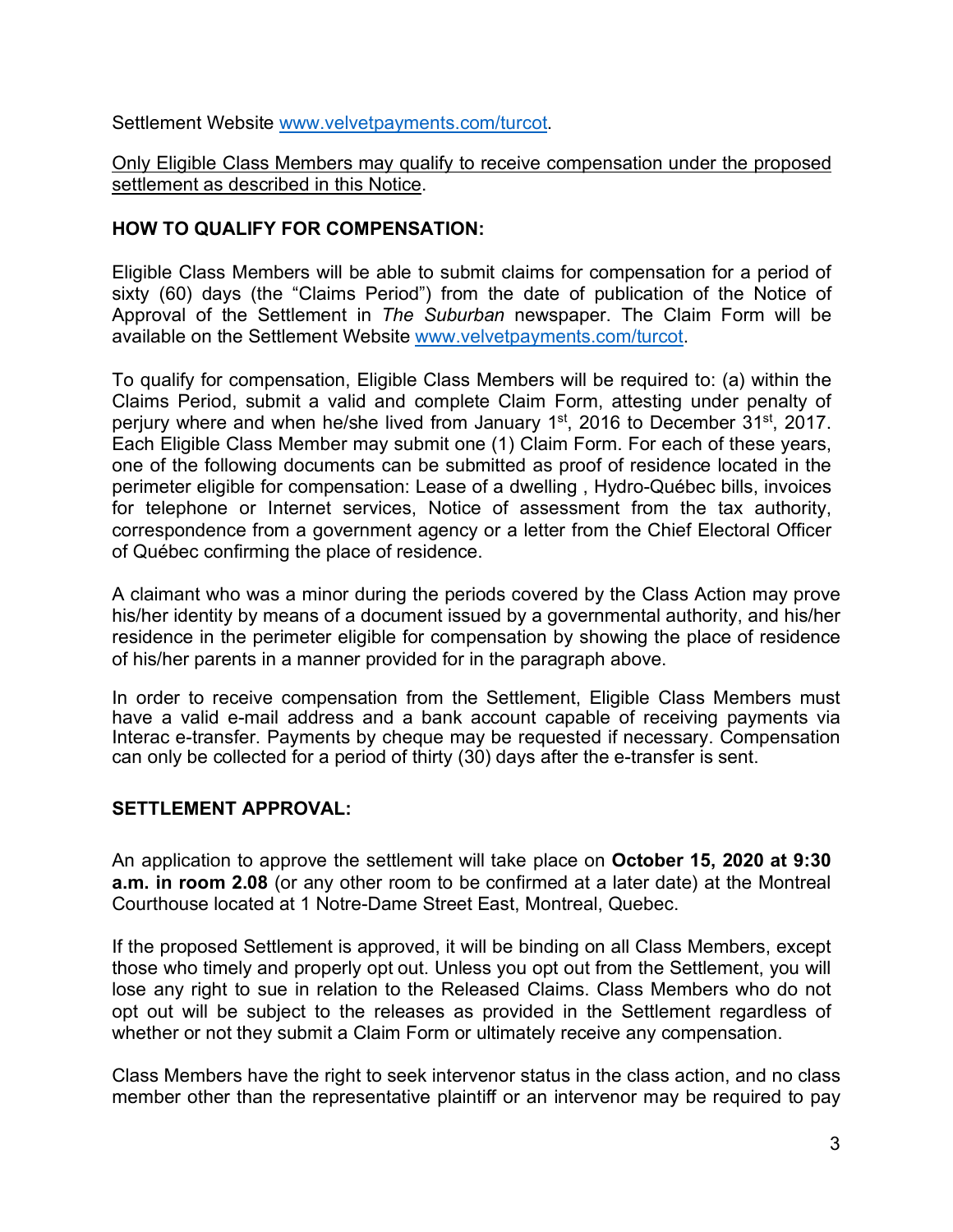Settlement Website www.velvetpayments.com/turcot.

Only Eligible Class Members may qualify to receive compensation under the proposed settlement as described in this Notice.

**HOW TO QUALIFY FOR COMPENSATION:**

Eligible Class Members will be able to submit claims for compensation for a period of sixty (60) days (the "Claims Period") from the date of publication of the Notice of Approval of the Settlement in *The Suburban* newspaper. The Claim Form will be available on the Settlement Website www.velvetpayments.com/turcot.

To qualify for compensation, Eligible Class Members will be required to: (a) within the Claims Period, submit a valid and complete Claim Form, attesting under penalty of perjury where and when he/she lived from January 1st, 2016 to December 31st, 2017. Each Eligible Class Member may submit one (1) Claim Form. For each of these years, one of the following documents can be submitted as proof of residence located in the perimeter eligible for compensation: Lease of a dwelling , Hydro-Québec bills, invoices for telephone or Internet services, Notice of assessment from the tax authority, correspondence from a government agency or a letter from the Chief Electoral Officer of Québec confirming the place of residence.

A claimant who was a minor during the periods covered by the Class Action may prove his/her identity by means of a document issued by a governmental authority, and his/her residence in the perimeter eligible for compensation by showing the place of residence of his/her parents in a manner provided for in the paragraph above.

In order to receive compensation from the Settlement, Eligible Class Members must have a valid e-mail address and a bank account capable of receiving payments via Interac e-transfer. Payments by cheque may be requested if necessary. Compensation can only be collected for a period of thirty (30) days after the e-transfer is sent.

**SETTLEMENT APPROVAL:**

An application to approve the settlement will take place on **October 15, 2020 at 9:30 a.m. in room 2.08** (or any other room to be confirmed at a later date) at the Montreal Courthouse located at 1 Notre-Dame Street East, Montreal, Quebec.

If the proposed Settlement is approved, it will be binding on all Class Members, except those who timely and properly opt out. Unless you opt out from the Settlement, you will lose any right to sue in relation to the Released Claims. Class Members who do not opt out will be subject to the releases as provided in the Settlement regardless of whether or not they submit a Claim Form or ultimately receive any compensation.

Class Members have the right to seek intervenor status in the class action, and no class member other than the representative plaintiff or an intervenor may be required to pay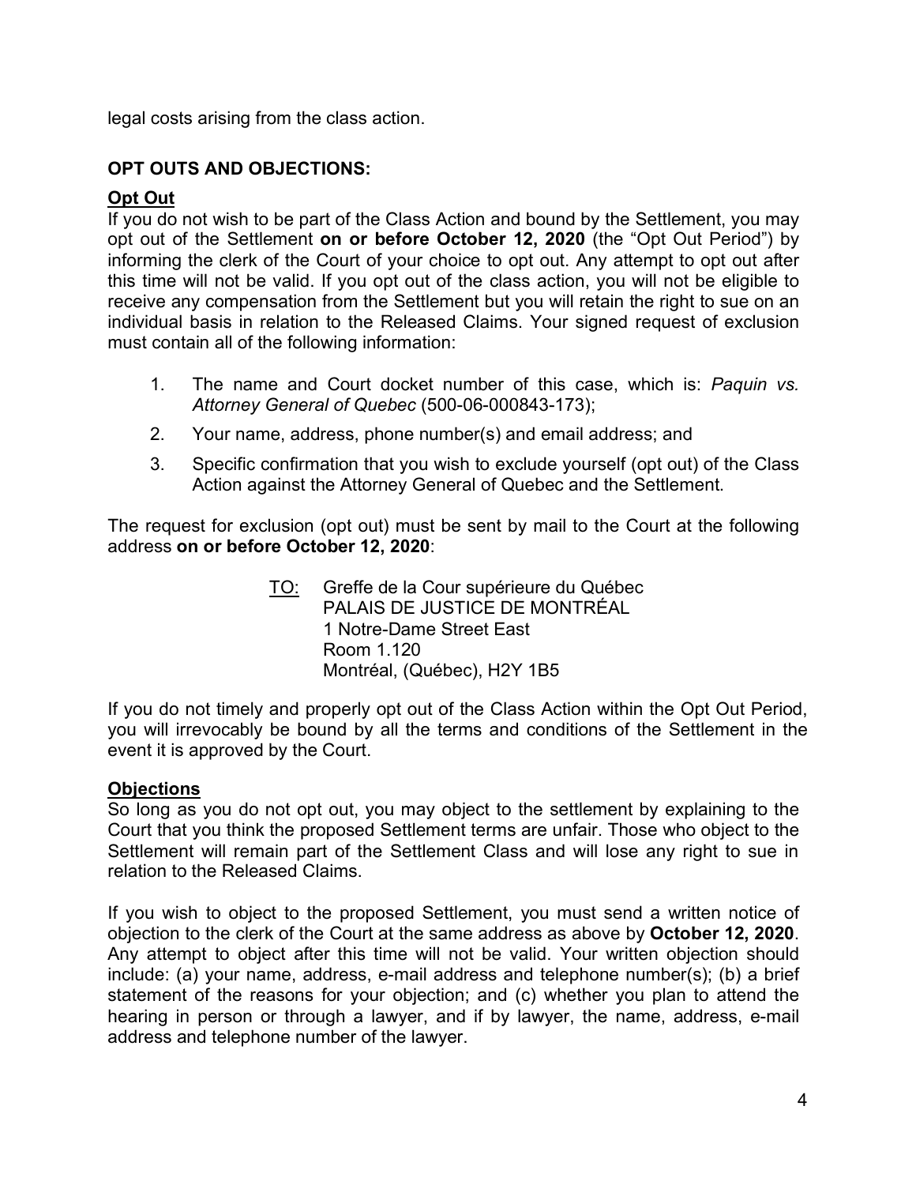legal costs arising from the class action.

## OPT OUTS AND OBJECTIONS:

### Opt Out

If you do not wish to be part of the Class Action and bound by the Settlement, you may opt out of the Settlement **on or before October 12, 2020** (the "Opt Out Period") by informing the clerk of the Court of your choice to opt out. Any attempt to opt out after this time will not be valid. If you opt out of the class action, you will not be eligible to receive any compensation from the Settlement but you will retain the right to sue on an individual basis in relation to the Released Claims. Your signed request of exclusion must contain all of the following information:

1. The name and Court docket number of this case, which is: *Paquin vs. Attorney General of Quebec* (500-06-000843-173);
2. Your name, address, phone number(s) and email address; and
3. Specific confirmation that you wish to exclude yourself (opt out) of the Class Action against the Attorney General of Quebec and the Settlement.

The request for exclusion (opt out) must be sent by mail to the Court at the following address **on or before October 12, 2020**:

> TO: Greffe de la Cour supérieure du Québec
> PALAIS DE JUSTICE DE MONTRÉAL
> 1 Notre-Dame Street East
> Room 1.120
> Montréal, (Québec), H2Y 1B5

If you do not timely and properly opt out of the Class Action within the Opt Out Period, you will irrevocably be bound by all the terms and conditions of the Settlement in the event it is approved by the Court.

### Objections

So long as you do not opt out, you may object to the settlement by explaining to the Court that you think the proposed Settlement terms are unfair. Those who object to the Settlement will remain part of the Settlement Class and will lose any right to sue in relation to the Released Claims.

If you wish to object to the proposed Settlement, you must send a written notice of objection to the clerk of the Court at the same address as above by **October 12, 2020**. Any attempt to object after this time will not be valid. Your written objection should include: (a) your name, address, e-mail address and telephone number(s); (b) a brief statement of the reasons for your objection; and (c) whether you plan to attend the hearing in person or through a lawyer, and if by lawyer, the name, address, e-mail address and telephone number of the lawyer.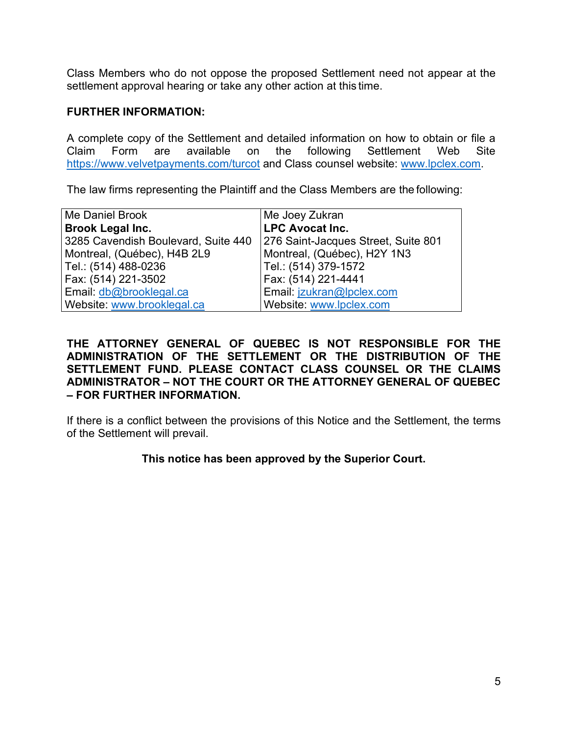Class Members who do not oppose the proposed Settlement need not appear at the settlement approval hearing or take any other action at this time.

**FURTHER INFORMATION:**

A complete copy of the Settlement and detailed information on how to obtain or file a Claim Form are available on the following Settlement Web Site https://www.velvetpayments.com/turcot and Class counsel website: www.lpclex.com.

The law firms representing the Plaintiff and the Class Members are the following:

| | |
|---|---|
| Me Daniel Brook<br>**Brook Legal Inc.**<br>3285 Cavendish Boulevard, Suite 440<br>Montreal, (Québec), H4B 2L9<br>Tel.: (514) 488-0236<br>Fax: (514) 221-3502<br>Email: db@brooklegal.ca<br>Website: www.brooklegal.ca | Me Joey Zukran<br>**LPC Avocat Inc.**<br>276 Saint-Jacques Street, Suite 801<br>Montreal, (Québec), H2Y 1N3<br>Tel.: (514) 379-1572<br>Fax: (514) 221-4441<br>Email: jzukran@lpclex.com<br>Website: www.lpclex.com |

**THE ATTORNEY GENERAL OF QUEBEC IS NOT RESPONSIBLE FOR THE ADMINISTRATION OF THE SETTLEMENT OR THE DISTRIBUTION OF THE SETTLEMENT FUND. PLEASE CONTACT CLASS COUNSEL OR THE CLAIMS ADMINISTRATOR – NOT THE COURT OR THE ATTORNEY GENERAL OF QUEBEC – FOR FURTHER INFORMATION.**

If there is a conflict between the provisions of this Notice and the Settlement, the terms of the Settlement will prevail.

**This notice has been approved by the Superior Court.**